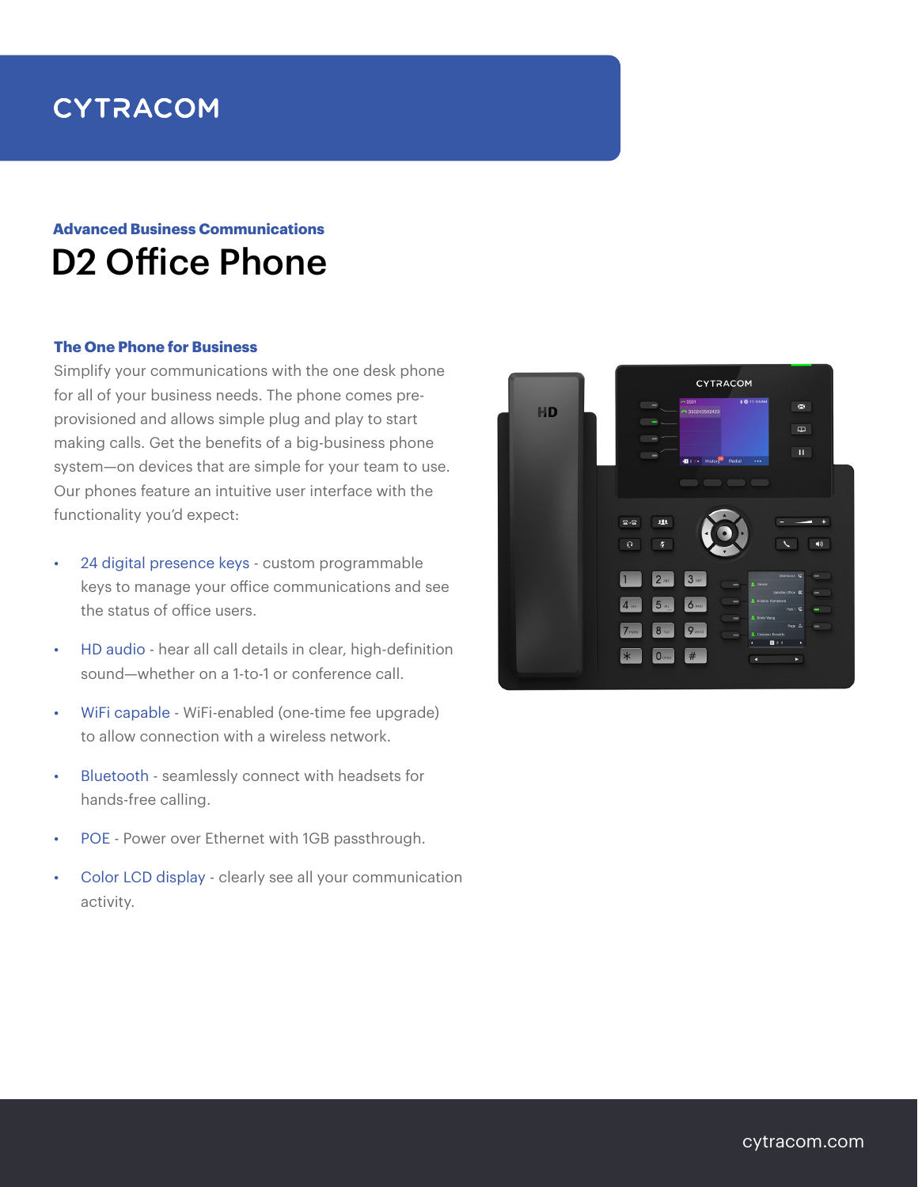CYTRACOM

**Advanced Business Communications**

# D2 Office Phone

### The One Phone for Business

Simplify your communications with the one desk phone for all of your business needs. The phone comes pre-provisioned and allows simple plug and play to start making calls. Get the benefits of a big-business phone system—on devices that are simple for your team to use. Our phones feature an intuitive user interface with the functionality you'd expect:

- 24 digital presence keys - custom programmable keys to manage your office communications and see the status of office users.
- HD audio - hear all call details in clear, high-definition sound—whether on a 1-to-1 or conference call.
- WiFi capable - WiFi-enabled (one-time fee upgrade) to allow connection with a wireless network.
- Bluetooth - seamlessly connect with headsets for hands-free calling.
- POE - Power over Ethernet with 1GB passthrough.
- Color LCD display - clearly see all your communication activity.

cytracom.com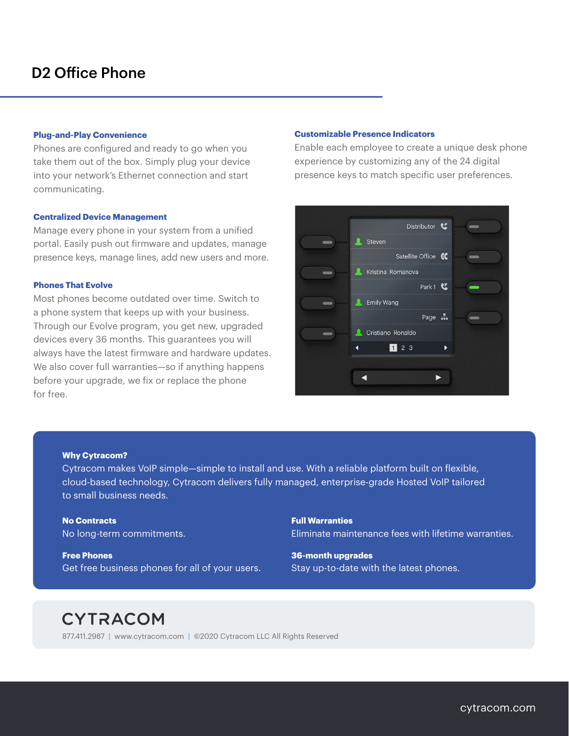# D2 Office Phone

### Plug-and-Play Convenience

Phones are configured and ready to go when you take them out of the box. Simply plug your device into your network's Ethernet connection and start communicating.

### Centralized Device Management

Manage every phone in your system from a unified portal. Easily push out firmware and updates, manage presence keys, manage lines, add new users and more.

### Phones That Evolve

Most phones become outdated over time. Switch to a phone system that keeps up with your business. Through our Evolve program, you get new, upgraded devices every 36 months. This guarantees you will always have the latest firmware and hardware updates. We also cover full warranties—so if anything happens before your upgrade, we fix or replace the phone for free.

### Customizable Presence Indicators

Enable each employee to create a unique desk phone experience by customizing any of the 24 digital presence keys to match specific user preferences.

Distributor
Steven
Satellite Office
Kristina Romanova
Park 1
Emily Wang
Page
Cristiano Ronaldo
1 2 3

**Why Cytracom?**

Cytracom makes VoIP simple—simple to install and use. With a reliable platform built on flexible, cloud-based technology, Cytracom delivers fully managed, enterprise-grade Hosted VoIP tailored to small business needs.

**No Contracts**

No long-term commitments.

**Full Warranties**

Eliminate maintenance fees with lifetime warranties.

**Free Phones**

Get free business phones for all of your users.

**36-month upgrades**

Stay up-to-date with the latest phones.

CYTRACOM

877.411.2987 | www.cytracom.com | ©2020 Cytracom LLC All Rights Reserved

cytracom.com